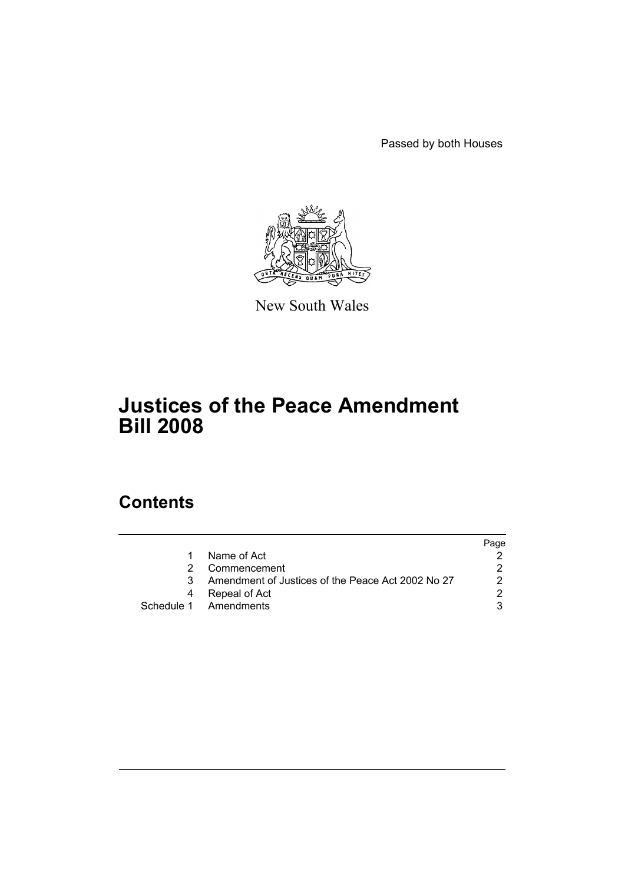Passed by both Houses

New South Wales

# Justices of the Peace Amendment Bill 2008

## Contents

| | | Page |
|---|---|---|
| 1 | Name of Act | 2 |
| 2 | Commencement | 2 |
| 3 | Amendment of Justices of the Peace Act 2002 No 27 | 2 |
| 4 | Repeal of Act | 2 |
| Schedule 1 | Amendments | 3 |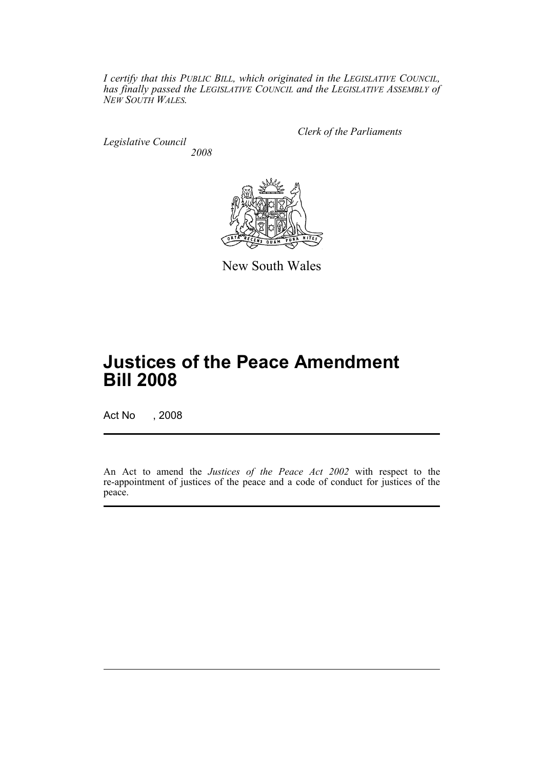*I certify that this PUBLIC BILL, which originated in the LEGISLATIVE COUNCIL, has finally passed the LEGISLATIVE COUNCIL and the LEGISLATIVE ASSEMBLY of NEW SOUTH WALES.*

*Clerk of the Parliaments*

*Legislative Council*

*2008*

New South Wales

# Justices of the Peace Amendment Bill 2008

Act No , 2008

An Act to amend the *Justices of the Peace Act 2002* with respect to the re-appointment of justices of the peace and a code of conduct for justices of the peace.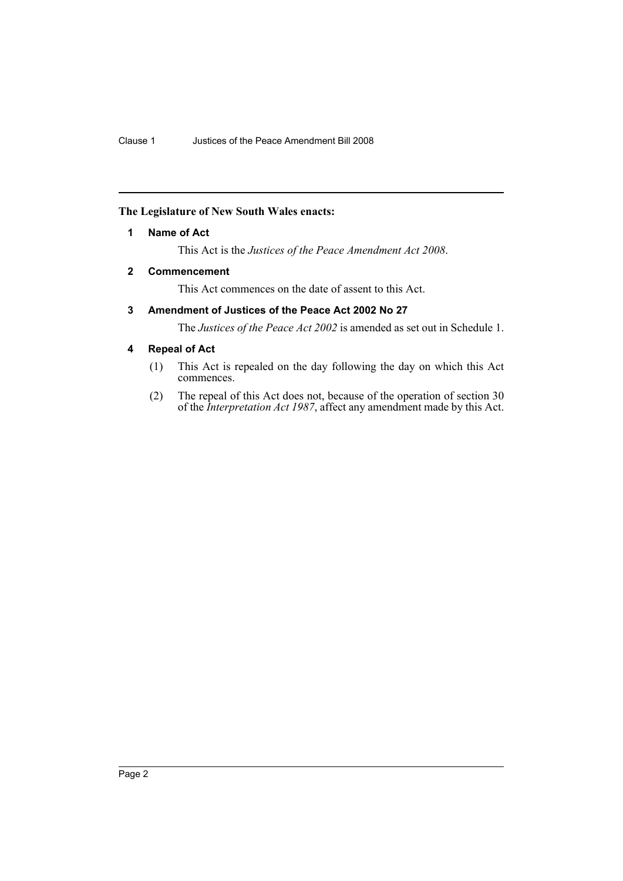**The Legislature of New South Wales enacts:**

## 1 Name of Act

This Act is the *Justices of the Peace Amendment Act 2008*.

## 2 Commencement

This Act commences on the date of assent to this Act.

## 3 Amendment of Justices of the Peace Act 2002 No 27

The *Justices of the Peace Act 2002* is amended as set out in Schedule 1.

## 4 Repeal of Act

(1) This Act is repealed on the day following the day on which this Act commences.

(2) The repeal of this Act does not, because of the operation of section 30 of the *Interpretation Act 1987*, affect any amendment made by this Act.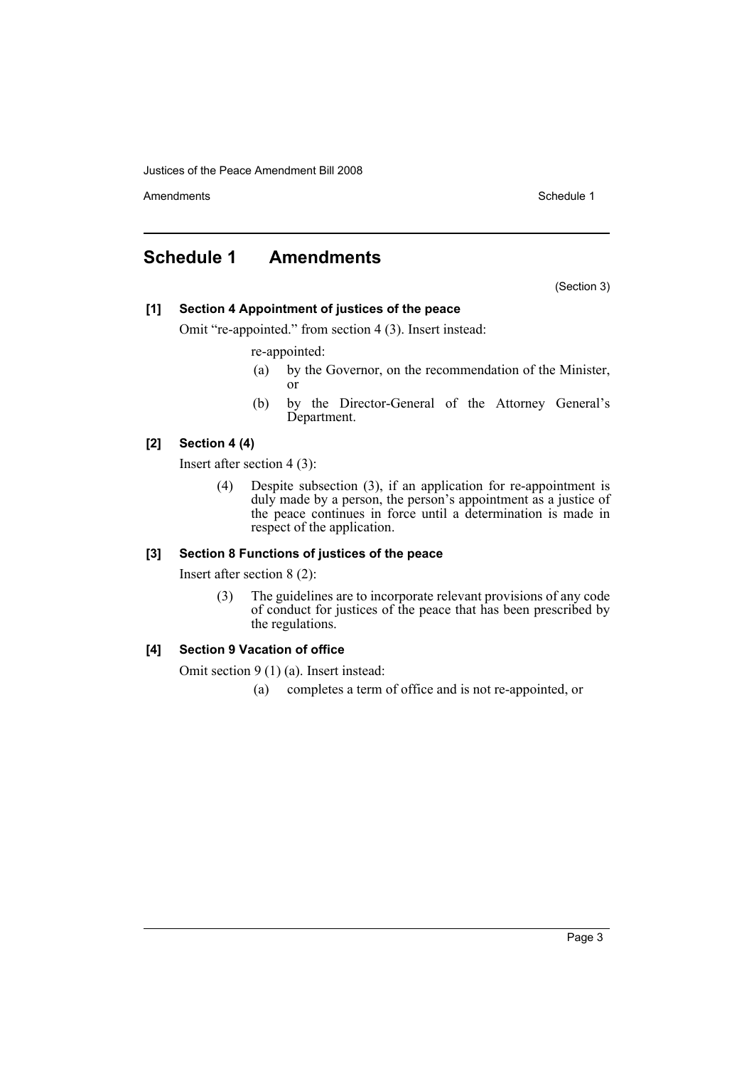## Schedule 1 Amendments

(Section 3)

**[1] Section 4 Appointment of justices of the peace**

Omit "re-appointed." from section 4 (3). Insert instead:

re-appointed:

(a) by the Governor, on the recommendation of the Minister, or

(b) by the Director-General of the Attorney General's Department.

**[2] Section 4 (4)**

Insert after section 4 (3):

(4) Despite subsection (3), if an application for re-appointment is duly made by a person, the person's appointment as a justice of the peace continues in force until a determination is made in respect of the application.

**[3] Section 8 Functions of justices of the peace**

Insert after section 8 (2):

(3) The guidelines are to incorporate relevant provisions of any code of conduct for justices of the peace that has been prescribed by the regulations.

**[4] Section 9 Vacation of office**

Omit section 9 (1) (a). Insert instead:

(a) completes a term of office and is not re-appointed, or